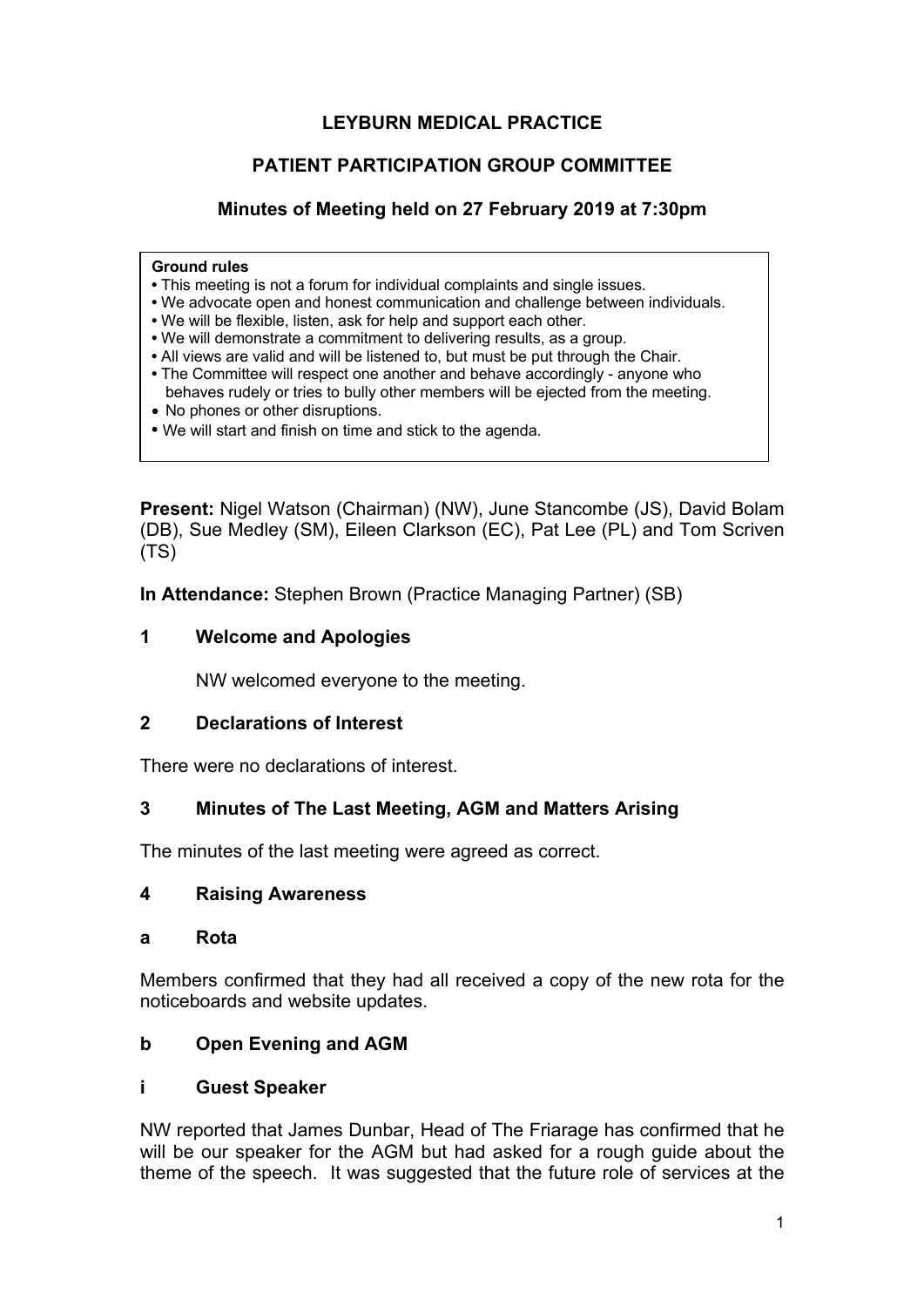# LEYBURN MEDICAL PRACTICE

## PATIENT PARTICIPATION GROUP COMMITTEE

### Minutes of Meeting held on 27 February 2019 at 7:30pm

**Ground rules**

- This meeting is not a forum for individual complaints and single issues.
- We advocate open and honest communication and challenge between individuals.
- We will be flexible, listen, ask for help and support each other.
- We will demonstrate a commitment to delivering results, as a group.
- All views are valid and will be listened to, but must be put through the Chair.
- The Committee will respect one another and behave accordingly - anyone who behaves rudely or tries to bully other members will be ejected from the meeting.
- No phones or other disruptions.
- We will start and finish on time and stick to the agenda.

**Present:** Nigel Watson (Chairman) (NW), June Stancombe (JS), David Bolam (DB), Sue Medley (SM), Eileen Clarkson (EC), Pat Lee (PL) and Tom Scriven (TS)

**In Attendance:** Stephen Brown (Practice Managing Partner) (SB)

**1 Welcome and Apologies**

NW welcomed everyone to the meeting.

**2 Declarations of Interest**

There were no declarations of interest.

**3 Minutes of The Last Meeting, AGM and Matters Arising**

The minutes of the last meeting were agreed as correct.

**4 Raising Awareness**

**a Rota**

Members confirmed that they had all received a copy of the new rota for the noticeboards and website updates.

**b Open Evening and AGM**

**i Guest Speaker**

NW reported that James Dunbar, Head of The Friarage has confirmed that he will be our speaker for the AGM but had asked for a rough guide about the theme of the speech. It was suggested that the future role of services at the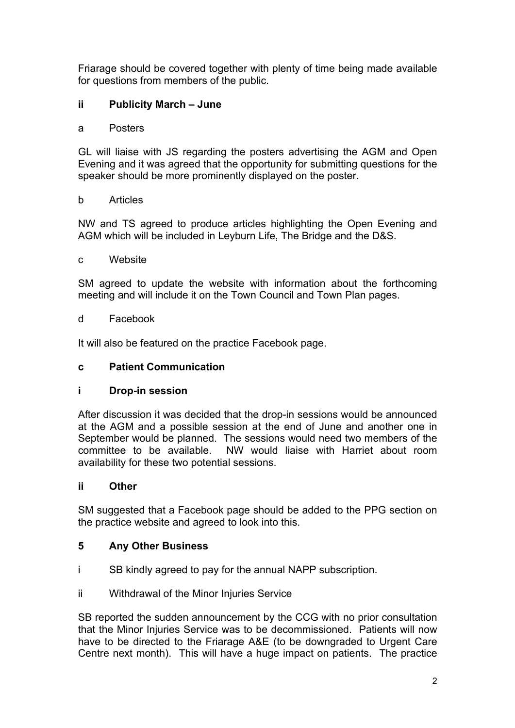Friarage should be covered together with plenty of time being made available for questions from members of the public.

**ii Publicity March – June**

a Posters

GL will liaise with JS regarding the posters advertising the AGM and Open Evening and it was agreed that the opportunity for submitting questions for the speaker should be more prominently displayed on the poster.

b Articles

NW and TS agreed to produce articles highlighting the Open Evening and AGM which will be included in Leyburn Life, The Bridge and the D&S.

c Website

SM agreed to update the website with information about the forthcoming meeting and will include it on the Town Council and Town Plan pages.

d Facebook

It will also be featured on the practice Facebook page.

**c Patient Communication**

**i Drop-in session**

After discussion it was decided that the drop-in sessions would be announced at the AGM and a possible session at the end of June and another one in September would be planned. The sessions would need two members of the committee to be available. NW would liaise with Harriet about room availability for these two potential sessions.

**ii Other**

SM suggested that a Facebook page should be added to the PPG section on the practice website and agreed to look into this.

**5 Any Other Business**

i SB kindly agreed to pay for the annual NAPP subscription.

ii Withdrawal of the Minor Injuries Service

SB reported the sudden announcement by the CCG with no prior consultation that the Minor Injuries Service was to be decommissioned. Patients will now have to be directed to the Friarage A&E (to be downgraded to Urgent Care Centre next month). This will have a huge impact on patients. The practice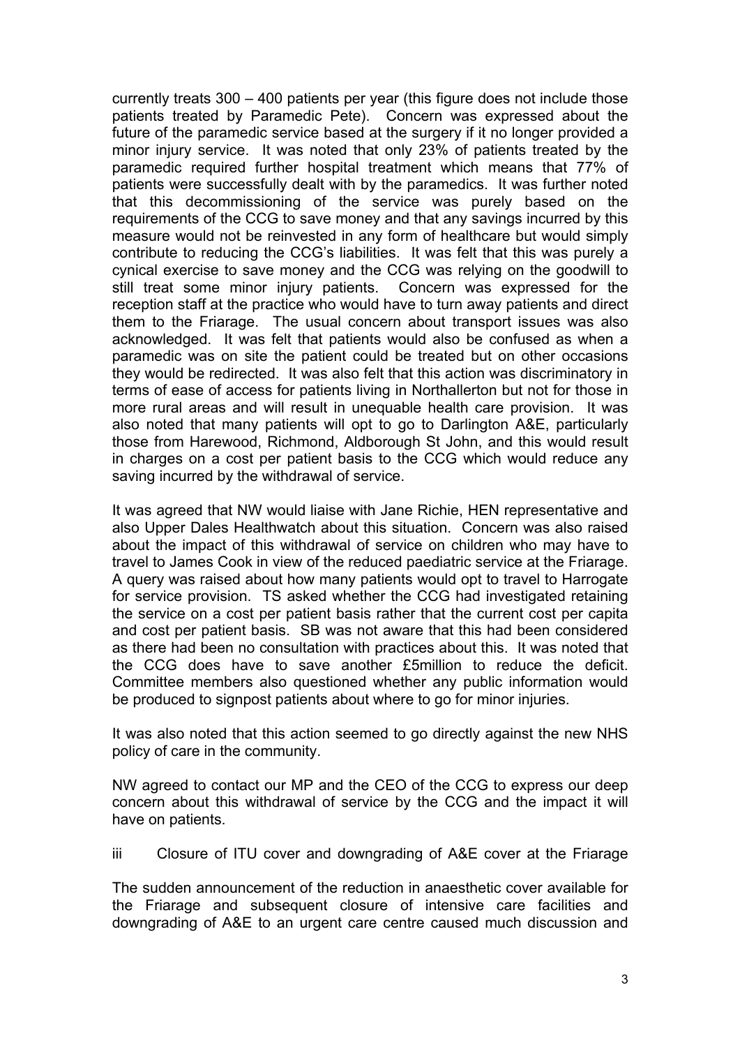currently treats 300 – 400 patients per year (this figure does not include those patients treated by Paramedic Pete). Concern was expressed about the future of the paramedic service based at the surgery if it no longer provided a minor injury service. It was noted that only 23% of patients treated by the paramedic required further hospital treatment which means that 77% of patients were successfully dealt with by the paramedics. It was further noted that this decommissioning of the service was purely based on the requirements of the CCG to save money and that any savings incurred by this measure would not be reinvested in any form of healthcare but would simply contribute to reducing the CCG's liabilities. It was felt that this was purely a cynical exercise to save money and the CCG was relying on the goodwill to still treat some minor injury patients. Concern was expressed for the reception staff at the practice who would have to turn away patients and direct them to the Friarage. The usual concern about transport issues was also acknowledged. It was felt that patients would also be confused as when a paramedic was on site the patient could be treated but on other occasions they would be redirected. It was also felt that this action was discriminatory in terms of ease of access for patients living in Northallerton but not for those in more rural areas and will result in unequable health care provision. It was also noted that many patients will opt to go to Darlington A&E, particularly those from Harewood, Richmond, Aldborough St John, and this would result in charges on a cost per patient basis to the CCG which would reduce any saving incurred by the withdrawal of service.

It was agreed that NW would liaise with Jane Richie, HEN representative and also Upper Dales Healthwatch about this situation. Concern was also raised about the impact of this withdrawal of service on children who may have to travel to James Cook in view of the reduced paediatric service at the Friarage. A query was raised about how many patients would opt to travel to Harrogate for service provision. TS asked whether the CCG had investigated retaining the service on a cost per patient basis rather that the current cost per capita and cost per patient basis. SB was not aware that this had been considered as there had been no consultation with practices about this. It was noted that the CCG does have to save another £5million to reduce the deficit. Committee members also questioned whether any public information would be produced to signpost patients about where to go for minor injuries.

It was also noted that this action seemed to go directly against the new NHS policy of care in the community.

NW agreed to contact our MP and the CEO of the CCG to express our deep concern about this withdrawal of service by the CCG and the impact it will have on patients.

iii Closure of ITU cover and downgrading of A&E cover at the Friarage

The sudden announcement of the reduction in anaesthetic cover available for the Friarage and subsequent closure of intensive care facilities and downgrading of A&E to an urgent care centre caused much discussion and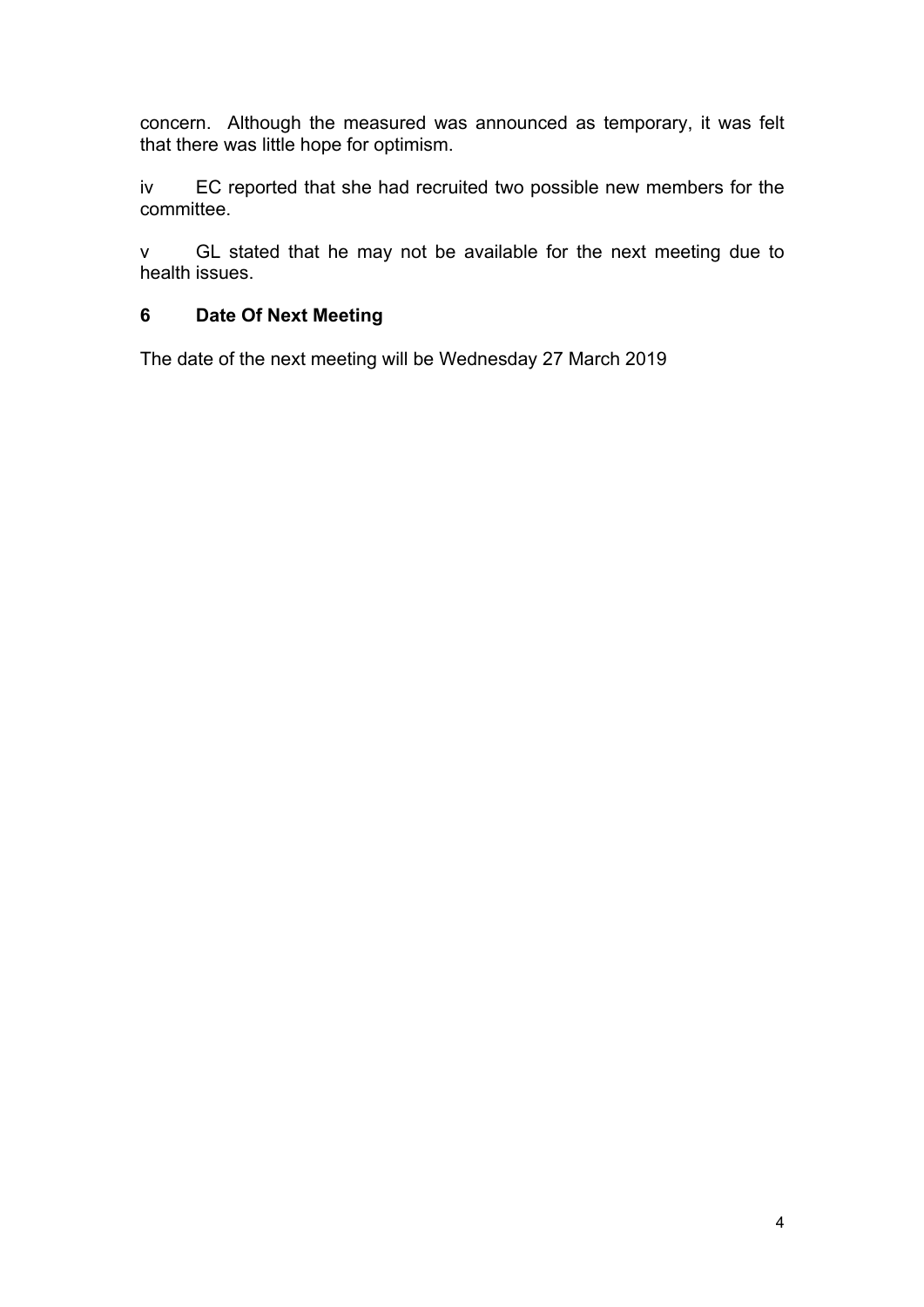concern. Although the measured was announced as temporary, it was felt that there was little hope for optimism.

iv EC reported that she had recruited two possible new members for the committee.

v GL stated that he may not be available for the next meeting due to health issues.

## 6 Date Of Next Meeting

The date of the next meeting will be Wednesday 27 March 2019